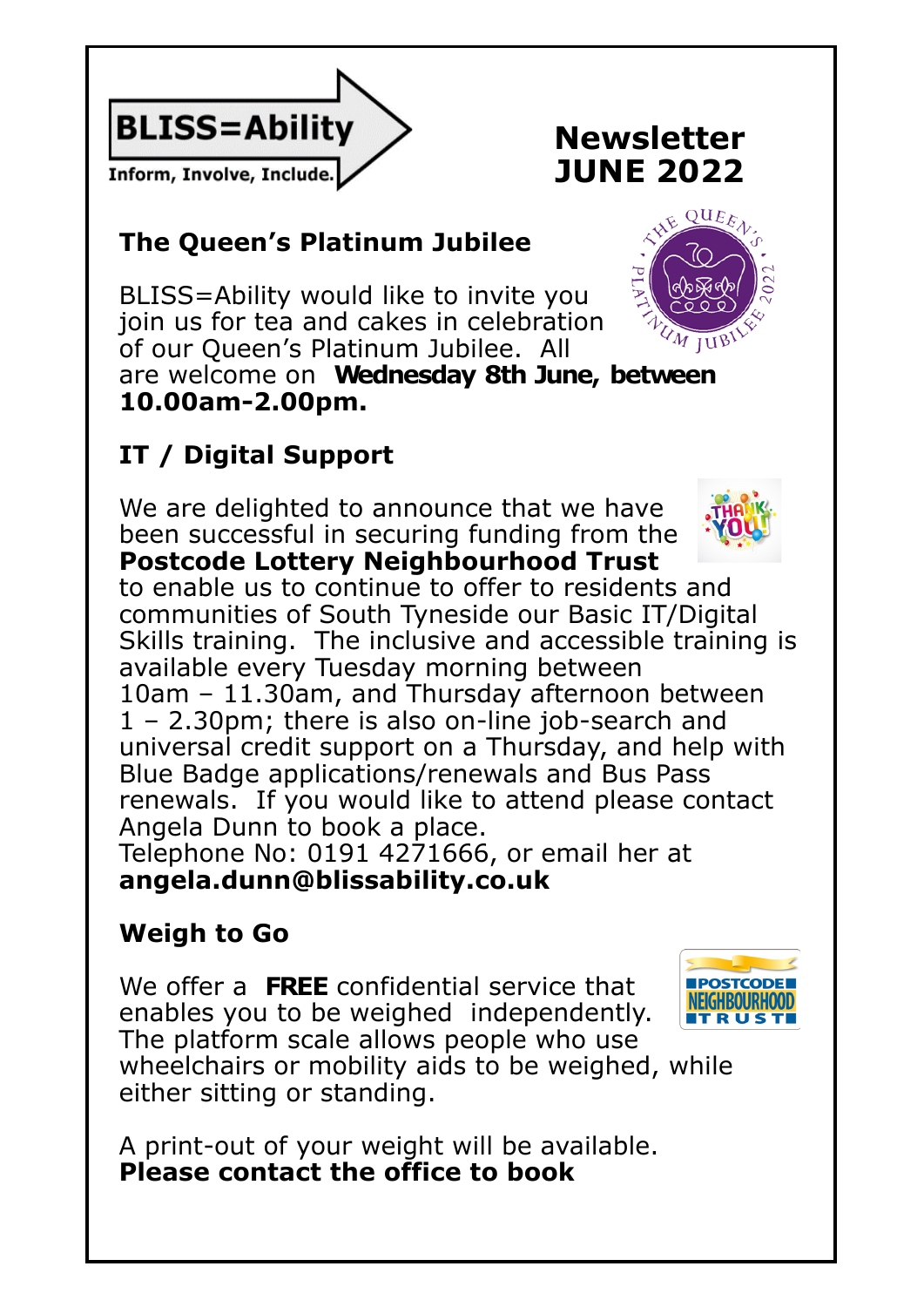**BLISS=Ability**

Inform, Involve, Include.

# Newsletter JUNE 2022

## The Queen's Platinum Jubilee

BLISS=Ability would like to invite you join us for tea and cakes in celebration of our Queen's Platinum Jubilee. All are welcome on **Wednesday 8th June, between 10.00am-2.00pm.**

## IT / Digital Support

We are delighted to announce that we have been successful in securing funding from the **Postcode Lottery Neighbourhood Trust** to enable us to continue to offer to residents and communities of South Tyneside our Basic IT/Digital Skills training. The inclusive and accessible training is available every Tuesday morning between 10am – 11.30am, and Thursday afternoon between 1 – 2.30pm; there is also on-line job-search and universal credit support on a Thursday, and help with Blue Badge applications/renewals and Bus Pass renewals. If you would like to attend please contact Angela Dunn to book a place.
Telephone No: 0191 4271666, or email her at **angela.dunn@blissability.co.uk**

## Weigh to Go

We offer a **FREE** confidential service that enables you to be weighed independently. The platform scale allows people who use wheelchairs or mobility aids to be weighed, while either sitting or standing.

A print-out of your weight will be available.
**Please contact the office to book**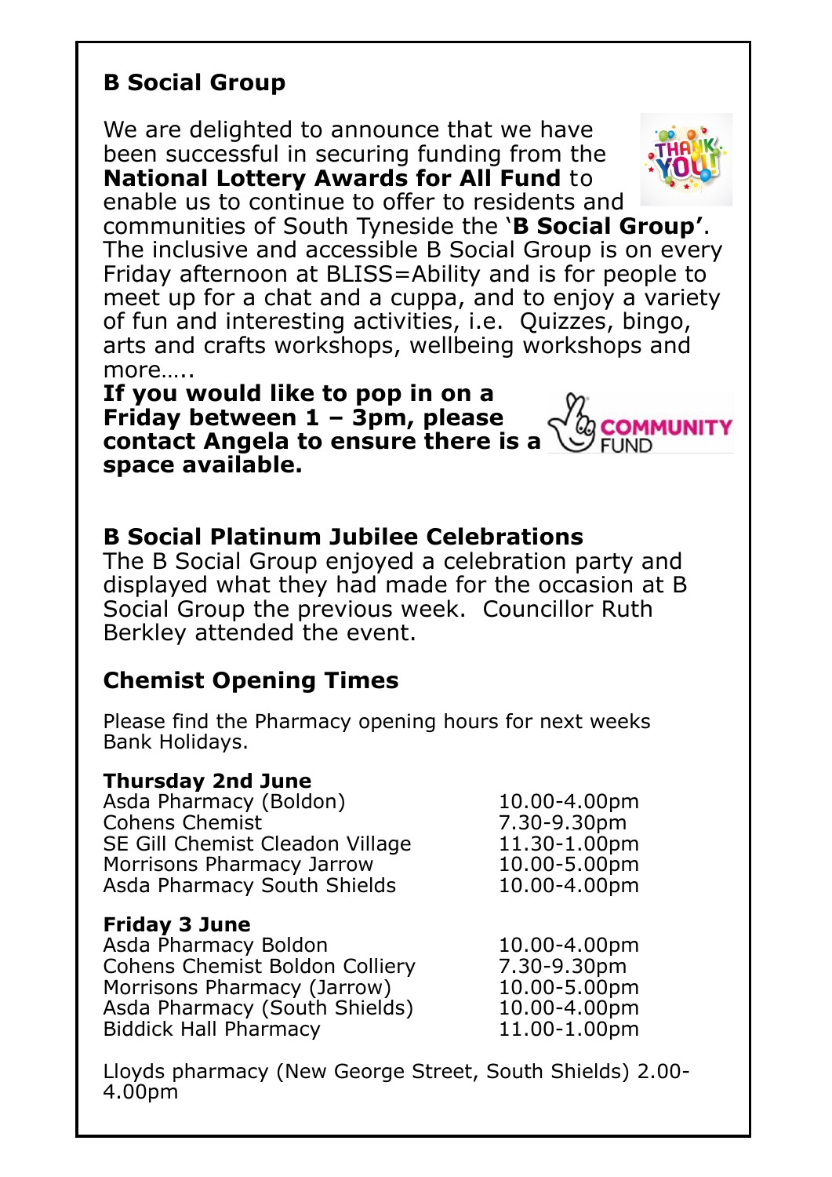## B Social Group

We are delighted to announce that we have been successful in securing funding from the **National Lottery Awards for All Fund** to enable us to continue to offer to residents and communities of South Tyneside the '**B Social Group'**. The inclusive and accessible B Social Group is on every Friday afternoon at BLISS=Ability and is for people to meet up for a chat and a cuppa, and to enjoy a variety of fun and interesting activities, i.e. Quizzes, bingo, arts and crafts workshops, wellbeing workshops and more…..

**If you would like to pop in on a Friday between 1 – 3pm, please contact Angela to ensure there is a space available.**

## B Social Platinum Jubilee Celebrations

The B Social Group enjoyed a celebration party and displayed what they had made for the occasion at B Social Group the previous week. Councillor Ruth Berkley attended the event.

## Chemist Opening Times

Please find the Pharmacy opening hours for next weeks Bank Holidays.

**Thursday 2nd June**

| | |
|---|---|
| Asda Pharmacy (Boldon) | 10.00-4.00pm |
| Cohens Chemist | 7.30-9.30pm |
| SE Gill Chemist Cleadon Village | 11.30-1.00pm |
| Morrisons Pharmacy Jarrow | 10.00-5.00pm |
| Asda Pharmacy South Shields | 10.00-4.00pm |

**Friday 3 June**

| | |
|---|---|
| Asda Pharmacy Boldon | 10.00-4.00pm |
| Cohens Chemist Boldon Colliery | 7.30-9.30pm |
| Morrisons Pharmacy (Jarrow) | 10.00-5.00pm |
| Asda Pharmacy (South Shields) | 10.00-4.00pm |
| Biddick Hall Pharmacy | 11.00-1.00pm |

Lloyds pharmacy (New George Street, South Shields) 2.00-4.00pm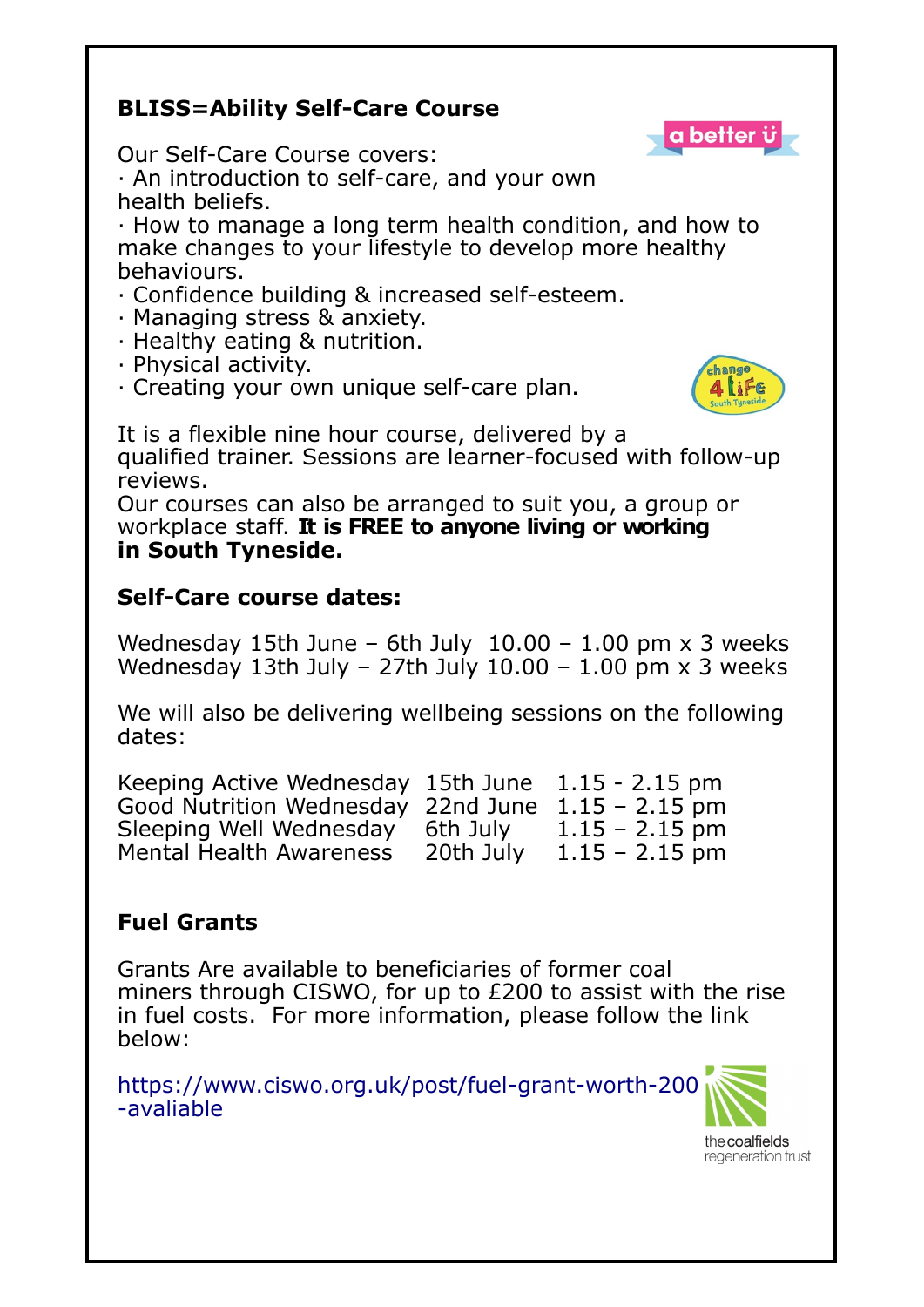## BLISS=Ability Self-Care Course

Our Self-Care Course covers:

- An introduction to self-care, and your own health beliefs.
- How to manage a long term health condition, and how to make changes to your lifestyle to develop more healthy behaviours.
- Confidence building & increased self-esteem.
- Managing stress & anxiety.
- Healthy eating & nutrition.
- Physical activity.
- Creating your own unique self-care plan.

It is a flexible nine hour course, delivered by a qualified trainer. Sessions are learner-focused with follow-up reviews.

Our courses can also be arranged to suit you, a group or workplace staff. **It is FREE to anyone living or working in South Tyneside.**

### Self-Care course dates:

Wednesday 15th June – 6th July 10.00 – 1.00 pm x 3 weeks
Wednesday 13th July – 27th July 10.00 – 1.00 pm x 3 weeks

We will also be delivering wellbeing sessions on the following dates:

| | | |
|---|---|---|
| Keeping Active Wednesday | 15th June | 1.15 - 2.15 pm |
| Good Nutrition Wednesday | 22nd June | 1.15 – 2.15 pm |
| Sleeping Well Wednesday | 6th July | 1.15 – 2.15 pm |
| Mental Health Awareness | 20th July | 1.15 – 2.15 pm |

## Fuel Grants

Grants Are available to beneficiaries of former coal miners through CISWO, for up to £200 to assist with the rise in fuel costs. For more information, please follow the link below:

https://www.ciswo.org.uk/post/fuel-grant-worth-200-avaliable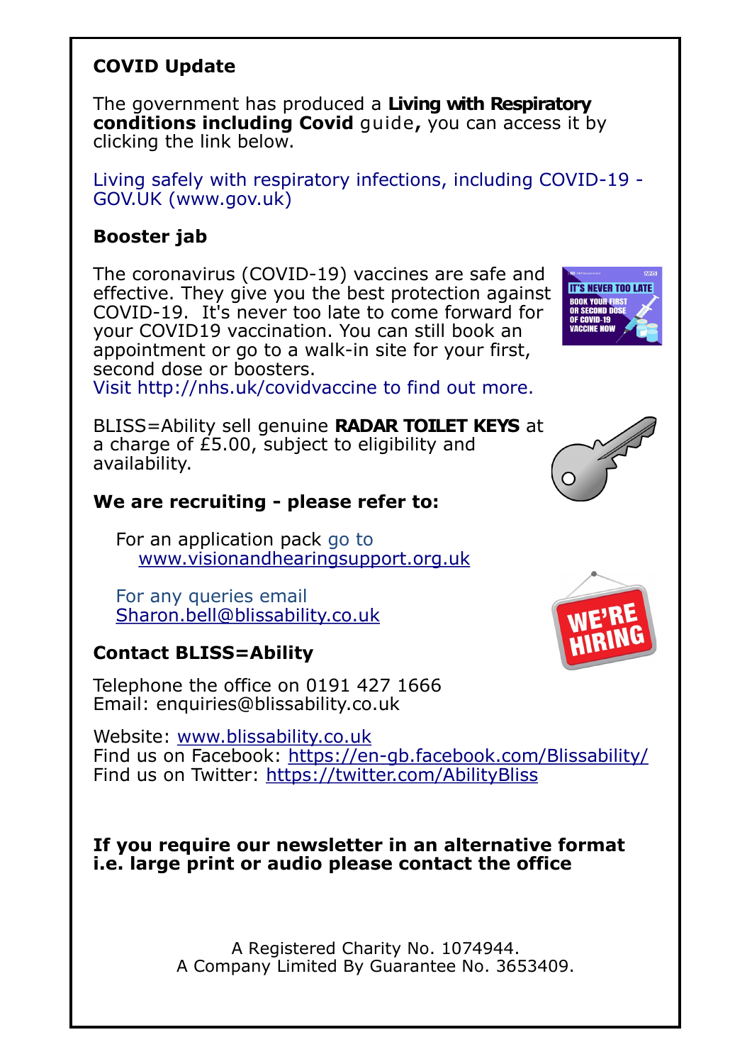## COVID Update

The government has produced a **Living with Respiratory conditions including Covid** guide**,** you can access it by clicking the link below.

Living safely with respiratory infections, including COVID-19 - GOV.UK (www.gov.uk)

## Booster jab

The coronavirus (COVID-19) vaccines are safe and effective. They give you the best protection against COVID-19. It's never too late to come forward for your COVID19 vaccination. You can still book an appointment or go to a walk-in site for your first, second dose or boosters.
Visit http://nhs.uk/covidvaccine to find out more.

BLISS=Ability sell genuine **RADAR TOILET KEYS** at a charge of £5.00, subject to eligibility and availability.

## We are recruiting - please refer to:

For an application pack go to www.visionandhearingsupport.org.uk

For any queries email Sharon.bell@blissability.co.uk

## Contact BLISS=Ability

Telephone the office on 0191 427 1666
Email: enquiries@blissability.co.uk

Website: www.blissability.co.uk
Find us on Facebook: https://en-gb.facebook.com/Blissability/
Find us on Twitter: https://twitter.com/AbilityBliss

**If you require our newsletter in an alternative format i.e. large print or audio please contact the office**

A Registered Charity No. 1074944.
A Company Limited By Guarantee No. 3653409.